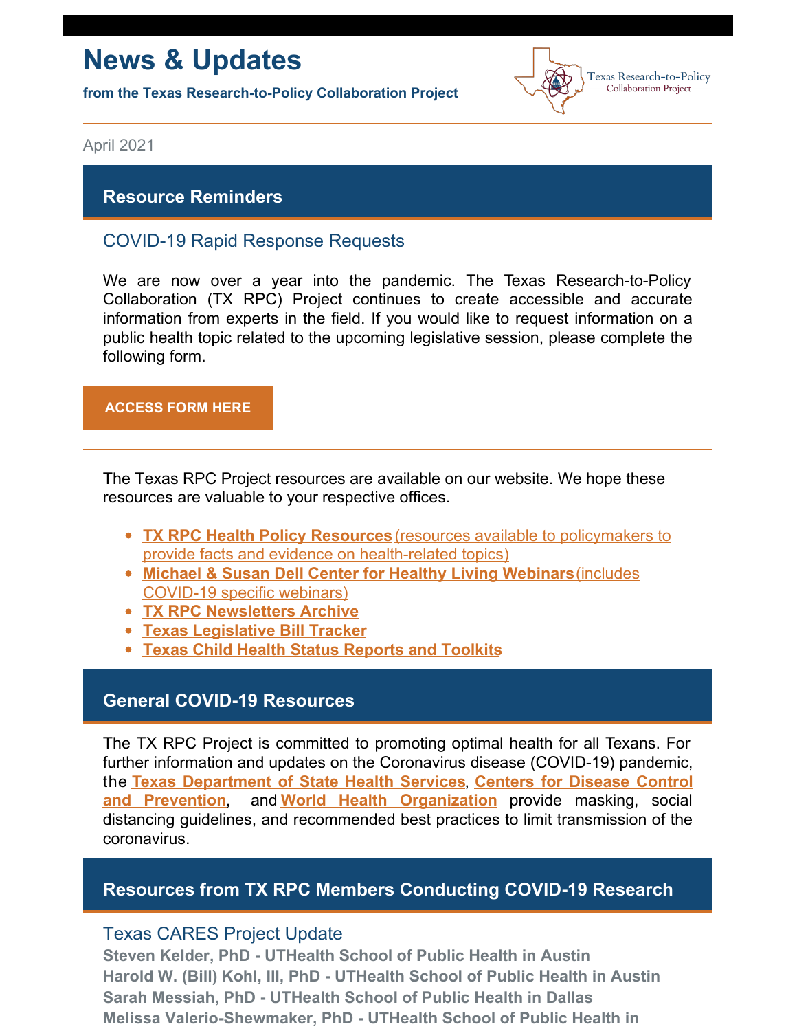# News & Updates

**from the Texas Research-to-Policy Collaboration Project**

Texas Research-to-Policy Collaboration Project

April 2021

## Resource Reminders

### COVID-19 Rapid Response Requests

We are now over a year into the pandemic. The Texas Research-to-Policy Collaboration (TX RPC) Project continues to create accessible and accurate information from experts in the field. If you would like to request information on a public health topic related to the upcoming legislative session, please complete the following form.

**ACCESS FORM HERE**

---

The Texas RPC Project resources are available on our website. We hope these resources are valuable to your respective offices.

- **TX RPC Health Policy Resources** (resources available to policymakers to provide facts and evidence on health-related topics)
- **Michael & Susan Dell Center for Healthy Living Webinars** (includes COVID-19 specific webinars)
- **TX RPC Newsletters Archive**
- **Texas Legislative Bill Tracker**
- **Texas Child Health Status Reports and Toolkits**

## General COVID-19 Resources

The TX RPC Project is committed to promoting optimal health for all Texans. For further information and updates on the Coronavirus disease (COVID-19) pandemic, the **Texas Department of State Health Services**, **Centers for Disease Control and Prevention**, and **World Health Organization** provide masking, social distancing guidelines, and recommended best practices to limit transmission of the coronavirus.

## Resources from TX RPC Members Conducting COVID-19 Research

### Texas CARES Project Update

**Steven Kelder, PhD - UTHealth School of Public Health in Austin**
**Harold W. (Bill) Kohl, III, PhD - UTHealth School of Public Health in Austin**
**Sarah Messiah, PhD - UTHealth School of Public Health in Dallas**
**Melissa Valerio-Shewmaker, PhD - UTHealth School of Public Health in**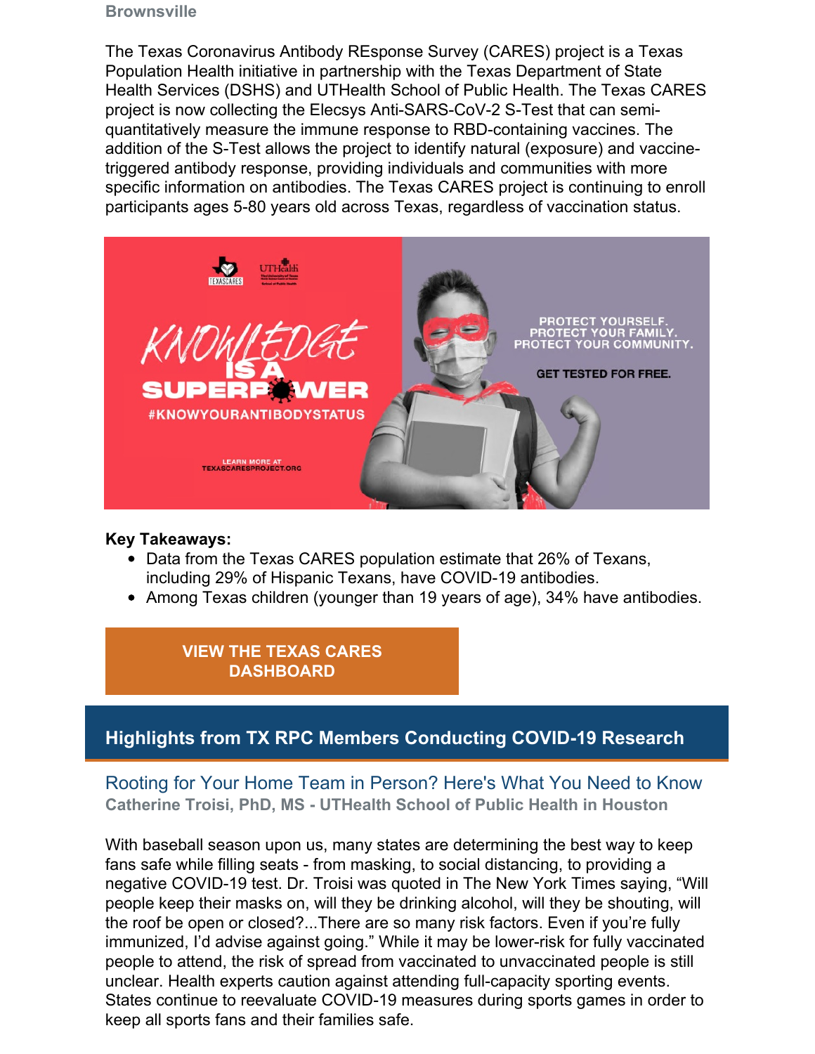**Brownsville**

The Texas Coronavirus Antibody REsponse Survey (CARES) project is a Texas Population Health initiative in partnership with the Texas Department of State Health Services (DSHS) and UTHealth School of Public Health. The Texas CARES project is now collecting the Elecsys Anti-SARS-CoV-2 S-Test that can semi-quantitatively measure the immune response to RBD-containing vaccines. The addition of the S-Test allows the project to identify natural (exposure) and vaccine-triggered antibody response, providing individuals and communities with more specific information on antibodies. The Texas CARES project is continuing to enroll participants ages 5-80 years old across Texas, regardless of vaccination status.

**Key Takeaways:**

- Data from the Texas CARES population estimate that 26% of Texans, including 29% of Hispanic Texans, have COVID-19 antibodies.
- Among Texas children (younger than 19 years of age), 34% have antibodies.

**VIEW THE TEXAS CARES DASHBOARD**

## Highlights from TX RPC Members Conducting COVID-19 Research

### Rooting for Your Home Team in Person? Here's What You Need to Know

**Catherine Troisi, PhD, MS - UTHealth School of Public Health in Houston**

With baseball season upon us, many states are determining the best way to keep fans safe while filling seats - from masking, to social distancing, to providing a negative COVID-19 test. Dr. Troisi was quoted in The New York Times saying, "Will people keep their masks on, will they be drinking alcohol, will they be shouting, will the roof be open or closed?...There are so many risk factors. Even if you're fully immunized, I'd advise against going." While it may be lower-risk for fully vaccinated people to attend, the risk of spread from vaccinated to unvaccinated people is still unclear. Health experts caution against attending full-capacity sporting events. States continue to reevaluate COVID-19 measures during sports games in order to keep all sports fans and their families safe.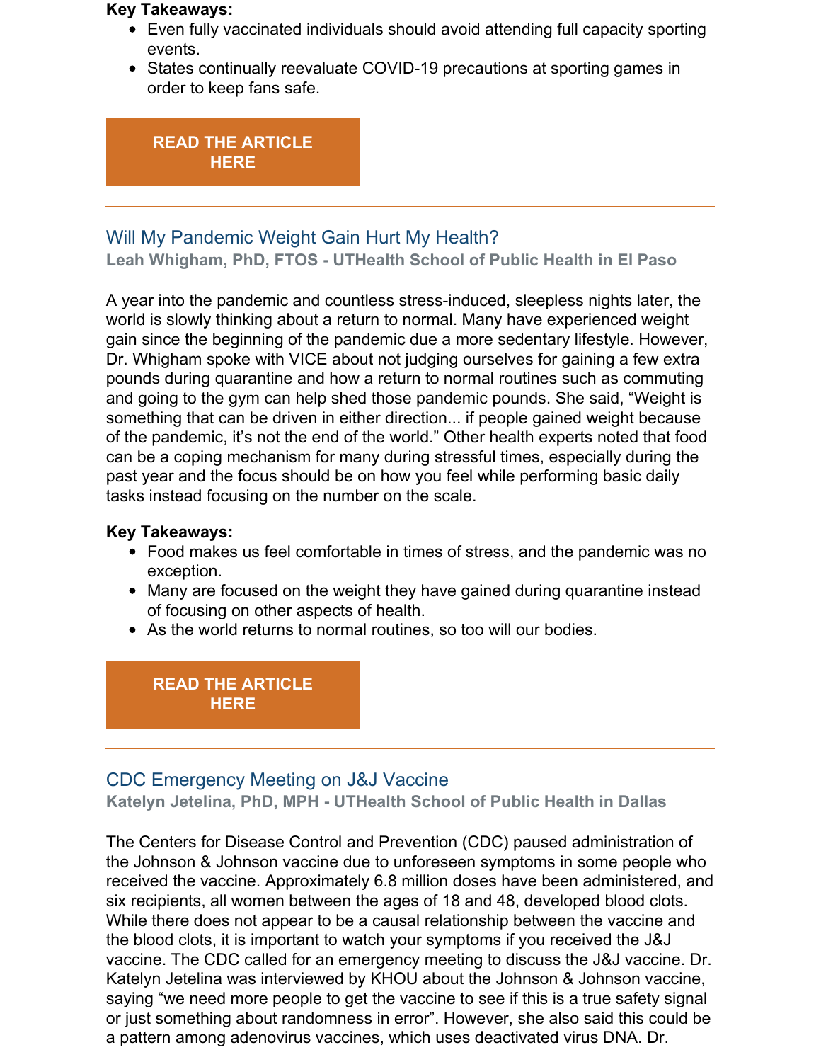**Key Takeaways:**

- Even fully vaccinated individuals should avoid attending full capacity sporting events.
- States continually reevaluate COVID-19 precautions at sporting games in order to keep fans safe.

**READ THE ARTICLE HERE**

---

## Will My Pandemic Weight Gain Hurt My Health?

**Leah Whigham, PhD, FTOS - UTHealth School of Public Health in El Paso**

A year into the pandemic and countless stress-induced, sleepless nights later, the world is slowly thinking about a return to normal. Many have experienced weight gain since the beginning of the pandemic due a more sedentary lifestyle. However, Dr. Whigham spoke with VICE about not judging ourselves for gaining a few extra pounds during quarantine and how a return to normal routines such as commuting and going to the gym can help shed those pandemic pounds. She said, "Weight is something that can be driven in either direction... if people gained weight because of the pandemic, it's not the end of the world." Other health experts noted that food can be a coping mechanism for many during stressful times, especially during the past year and the focus should be on how you feel while performing basic daily tasks instead focusing on the number on the scale.

**Key Takeaways:**

- Food makes us feel comfortable in times of stress, and the pandemic was no exception.
- Many are focused on the weight they have gained during quarantine instead of focusing on other aspects of health.
- As the world returns to normal routines, so too will our bodies.

**READ THE ARTICLE HERE**

---

## CDC Emergency Meeting on J&J Vaccine

**Katelyn Jetelina, PhD, MPH - UTHealth School of Public Health in Dallas**

The Centers for Disease Control and Prevention (CDC) paused administration of the Johnson & Johnson vaccine due to unforeseen symptoms in some people who received the vaccine. Approximately 6.8 million doses have been administered, and six recipients, all women between the ages of 18 and 48, developed blood clots. While there does not appear to be a causal relationship between the vaccine and the blood clots, it is important to watch your symptoms if you received the J&J vaccine. The CDC called for an emergency meeting to discuss the J&J vaccine. Dr. Katelyn Jetelina was interviewed by KHOU about the Johnson & Johnson vaccine, saying "we need more people to get the vaccine to see if this is a true safety signal or just something about randomness in error". However, she also said this could be a pattern among adenovirus vaccines, which uses deactivated virus DNA. Dr.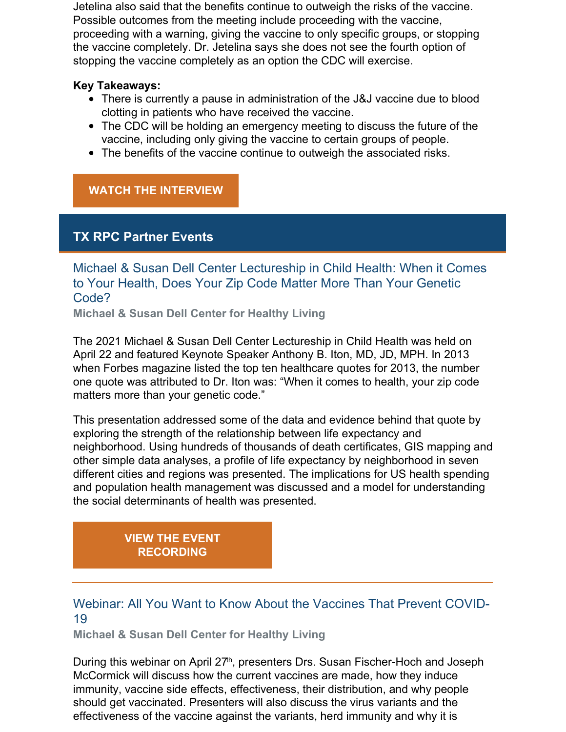Jetelina also said that the benefits continue to outweigh the risks of the vaccine. Possible outcomes from the meeting include proceeding with the vaccine, proceeding with a warning, giving the vaccine to only specific groups, or stopping the vaccine completely. Dr. Jetelina says she does not see the fourth option of stopping the vaccine completely as an option the CDC will exercise.

**Key Takeaways:**

- There is currently a pause in administration of the J&J vaccine due to blood clotting in patients who have received the vaccine.
- The CDC will be holding an emergency meeting to discuss the future of the vaccine, including only giving the vaccine to certain groups of people.
- The benefits of the vaccine continue to outweigh the associated risks.

**WATCH THE INTERVIEW**

## TX RPC Partner Events

### Michael & Susan Dell Center Lectureship in Child Health: When it Comes to Your Health, Does Your Zip Code Matter More Than Your Genetic Code?

**Michael & Susan Dell Center for Healthy Living**

The 2021 Michael & Susan Dell Center Lectureship in Child Health was held on April 22 and featured Keynote Speaker Anthony B. Iton, MD, JD, MPH. In 2013 when Forbes magazine listed the top ten healthcare quotes for 2013, the number one quote was attributed to Dr. Iton was: “When it comes to health, your zip code matters more than your genetic code.”

This presentation addressed some of the data and evidence behind that quote by exploring the strength of the relationship between life expectancy and neighborhood. Using hundreds of thousands of death certificates, GIS mapping and other simple data analyses, a profile of life expectancy by neighborhood in seven different cities and regions was presented. The implications for US health spending and population health management was discussed and a model for understanding the social determinants of health was presented.

**VIEW THE EVENT RECORDING**

---

### Webinar: All You Want to Know About the Vaccines That Prevent COVID-19

**Michael & Susan Dell Center for Healthy Living**

During this webinar on April 27th, presenters Drs. Susan Fischer-Hoch and Joseph McCormick will discuss how the current vaccines are made, how they induce immunity, vaccine side effects, effectiveness, their distribution, and why people should get vaccinated. Presenters will also discuss the virus variants and the effectiveness of the vaccine against the variants, herd immunity and why it is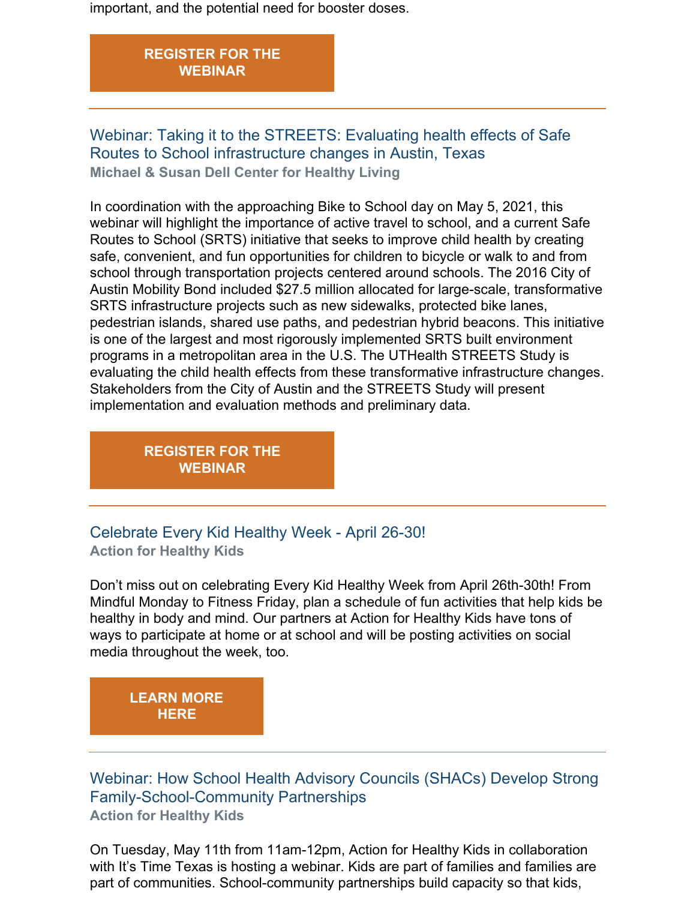important, and the potential need for booster doses.

**REGISTER FOR THE WEBINAR**

---

### Webinar: Taking it to the STREETS: Evaluating health effects of Safe Routes to School infrastructure changes in Austin, Texas

**Michael & Susan Dell Center for Healthy Living**

In coordination with the approaching Bike to School day on May 5, 2021, this webinar will highlight the importance of active travel to school, and a current Safe Routes to School (SRTS) initiative that seeks to improve child health by creating safe, convenient, and fun opportunities for children to bicycle or walk to and from school through transportation projects centered around schools. The 2016 City of Austin Mobility Bond included $27.5 million allocated for large-scale, transformative SRTS infrastructure projects such as new sidewalks, protected bike lanes, pedestrian islands, shared use paths, and pedestrian hybrid beacons. This initiative is one of the largest and most rigorously implemented SRTS built environment programs in a metropolitan area in the U.S. The UTHealth STREETS Study is evaluating the child health effects from these transformative infrastructure changes. Stakeholders from the City of Austin and the STREETS Study will present implementation and evaluation methods and preliminary data.

**REGISTER FOR THE WEBINAR**

---

### Celebrate Every Kid Healthy Week - April 26-30!

**Action for Healthy Kids**

Don't miss out on celebrating Every Kid Healthy Week from April 26th-30th! From Mindful Monday to Fitness Friday, plan a schedule of fun activities that help kids be healthy in body and mind. Our partners at Action for Healthy Kids have tons of ways to participate at home or at school and will be posting activities on social media throughout the week, too.

**LEARN MORE HERE**

---

### Webinar: How School Health Advisory Councils (SHACs) Develop Strong Family-School-Community Partnerships

**Action for Healthy Kids**

On Tuesday, May 11th from 11am-12pm, Action for Healthy Kids in collaboration with It's Time Texas is hosting a webinar. Kids are part of families and families are part of communities. School-community partnerships build capacity so that kids,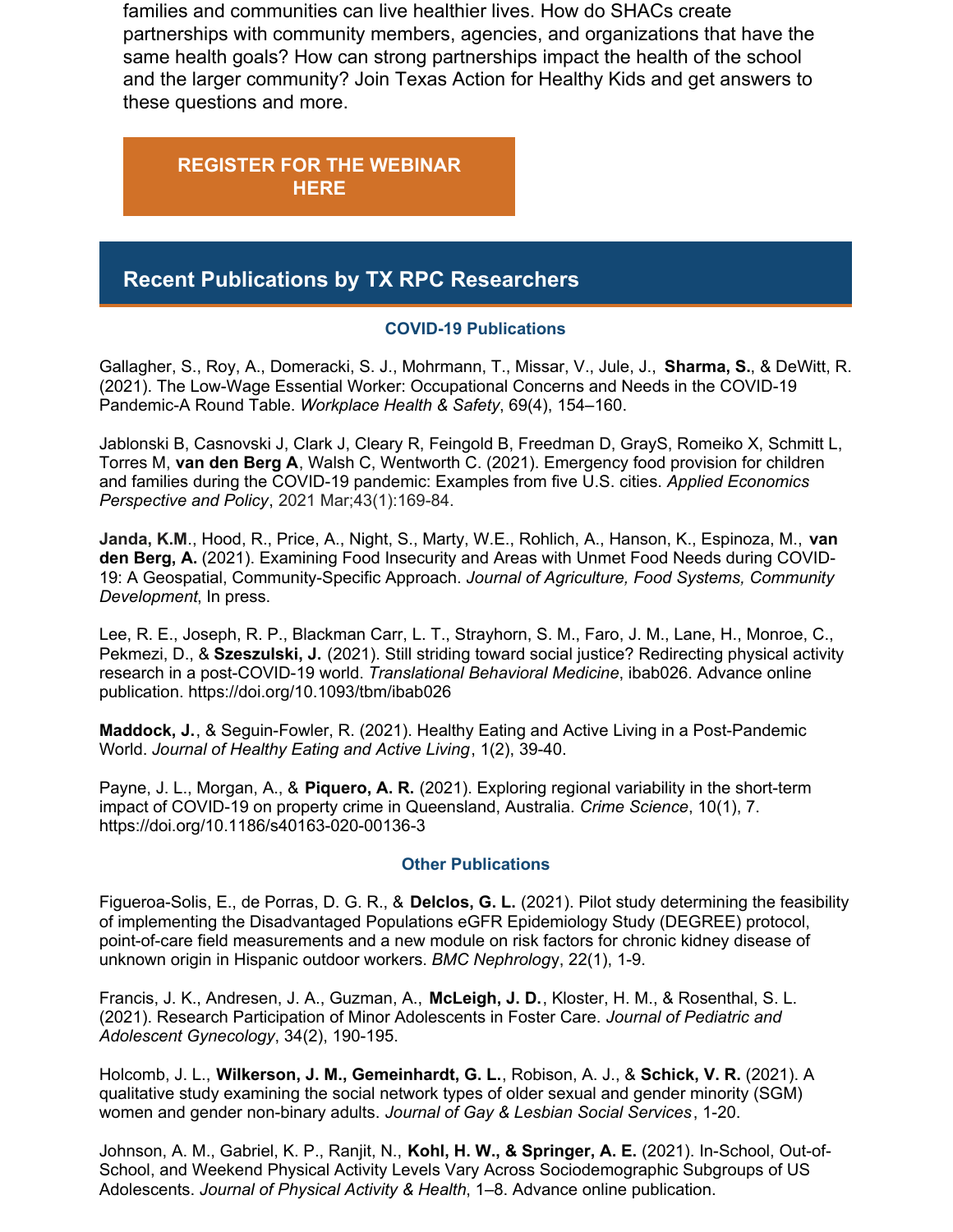families and communities can live healthier lives. How do SHACs create partnerships with community members, agencies, and organizations that have the same health goals? How can strong partnerships impact the health of the school and the larger community? Join Texas Action for Healthy Kids and get answers to these questions and more.

**REGISTER FOR THE WEBINAR HERE**

## Recent Publications by TX RPC Researchers

### COVID-19 Publications

Gallagher, S., Roy, A., Domeracki, S. J., Mohrmann, T., Missar, V., Jule, J., **Sharma, S.**, & DeWitt, R. (2021). The Low-Wage Essential Worker: Occupational Concerns and Needs in the COVID-19 Pandemic-A Round Table. *Workplace Health & Safety*, 69(4), 154–160.

Jablonski B, Casnovski J, Clark J, Cleary R, Feingold B, Freedman D, GrayS, Romeiko X, Schmitt L, Torres M, **van den Berg A**, Walsh C, Wentworth C. (2021). Emergency food provision for children and families during the COVID-19 pandemic: Examples from five U.S. cities. *Applied Economics Perspective and Policy*, 2021 Mar;43(1):169-84.

**Janda, K.M**., Hood, R., Price, A., Night, S., Marty, W.E., Rohlich, A., Hanson, K., Espinoza, M., **van den Berg, A.** (2021). Examining Food Insecurity and Areas with Unmet Food Needs during COVID-19: A Geospatial, Community-Specific Approach. *Journal of Agriculture, Food Systems, Community Development*, In press.

Lee, R. E., Joseph, R. P., Blackman Carr, L. T., Strayhorn, S. M., Faro, J. M., Lane, H., Monroe, C., Pekmezi, D., & **Szeszulski, J.** (2021). Still striding toward social justice? Redirecting physical activity research in a post-COVID-19 world. *Translational Behavioral Medicine*, ibab026. Advance online publication. https://doi.org/10.1093/tbm/ibab026

**Maddock, J.**, & Seguin-Fowler, R. (2021). Healthy Eating and Active Living in a Post-Pandemic World. *Journal of Healthy Eating and Active Living*, 1(2), 39-40.

Payne, J. L., Morgan, A., & **Piquero, A. R.** (2021). Exploring regional variability in the short-term impact of COVID-19 on property crime in Queensland, Australia. *Crime Science*, 10(1), 7. https://doi.org/10.1186/s40163-020-00136-3

### Other Publications

Figueroa-Solis, E., de Porras, D. G. R., & **Delclos, G. L.** (2021). Pilot study determining the feasibility of implementing the Disadvantaged Populations eGFR Epidemiology Study (DEGREE) protocol, point-of-care field measurements and a new module on risk factors for chronic kidney disease of unknown origin in Hispanic outdoor workers. *BMC Nephrology*, 22(1), 1-9.

Francis, J. K., Andresen, J. A., Guzman, A., **McLeigh, J. D.**, Kloster, H. M., & Rosenthal, S. L. (2021). Research Participation of Minor Adolescents in Foster Care. *Journal of Pediatric and Adolescent Gynecology*, 34(2), 190-195.

Holcomb, J. L., **Wilkerson, J. M., Gemeinhardt, G. L.**, Robison, A. J., & **Schick, V. R.** (2021). A qualitative study examining the social network types of older sexual and gender minority (SGM) women and gender non-binary adults. *Journal of Gay & Lesbian Social Services*, 1-20.

Johnson, A. M., Gabriel, K. P., Ranjit, N., **Kohl, H. W., & Springer, A. E.** (2021). In-School, Out-of-School, and Weekend Physical Activity Levels Vary Across Sociodemographic Subgroups of US Adolescents. *Journal of Physical Activity & Health*, 1–8. Advance online publication.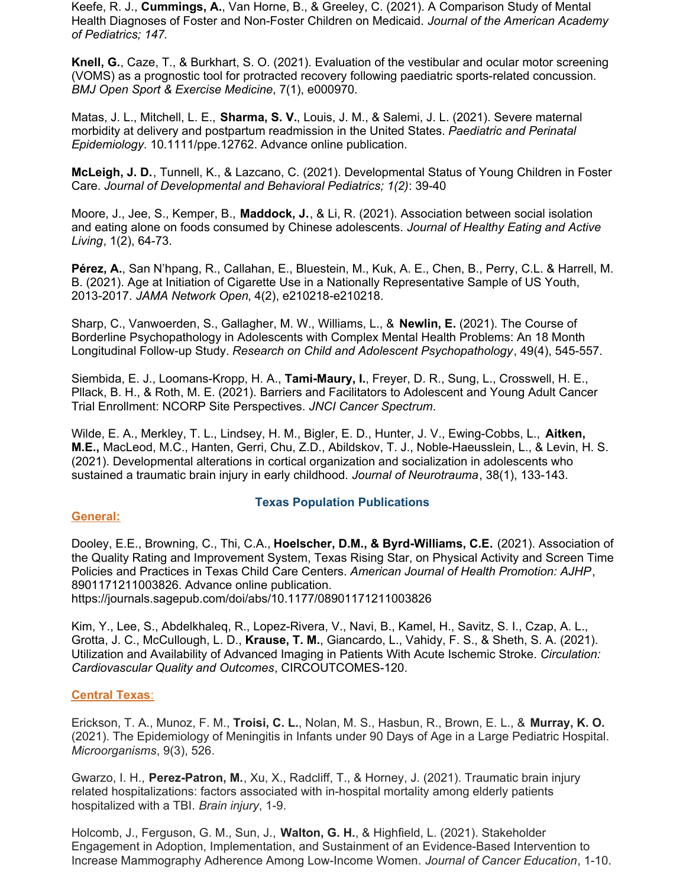Keefe, R. J., **Cummings, A.**, Van Horne, B., & Greeley, C. (2021). A Comparison Study of Mental Health Diagnoses of Foster and Non-Foster Children on Medicaid. *Journal of the American Academy of Pediatrics; 147.*

**Knell, G.**, Caze, T., & Burkhart, S. O. (2021). Evaluation of the vestibular and ocular motor screening (VOMS) as a prognostic tool for protracted recovery following paediatric sports-related concussion. *BMJ Open Sport & Exercise Medicine*, 7(1), e000970.

Matas, J. L., Mitchell, L. E., **Sharma, S. V.**, Louis, J. M., & Salemi, J. L. (2021). Severe maternal morbidity at delivery and postpartum readmission in the United States. *Paediatric and Perinatal Epidemiology*. 10.1111/ppe.12762. Advance online publication.

**McLeigh, J. D.**, Tunnell, K., & Lazcano, C. (2021). Developmental Status of Young Children in Foster Care. *Journal of Developmental and Behavioral Pediatrics; 1(2)*: 39-40

Moore, J., Jee, S., Kemper, B., **Maddock, J.**, & Li, R. (2021). Association between social isolation and eating alone on foods consumed by Chinese adolescents. *Journal of Healthy Eating and Active Living*, 1(2), 64-73.

**Pérez, A.**, San N'hpang, R., Callahan, E., Bluestein, M., Kuk, A. E., Chen, B., Perry, C.L. & Harrell, M. B. (2021). Age at Initiation of Cigarette Use in a Nationally Representative Sample of US Youth, 2013-2017. *JAMA Network Open*, 4(2), e210218-e210218.

Sharp, C., Vanwoerden, S., Gallagher, M. W., Williams, L., & **Newlin, E.** (2021). The Course of Borderline Psychopathology in Adolescents with Complex Mental Health Problems: An 18 Month Longitudinal Follow-up Study. *Research on Child and Adolescent Psychopathology*, 49(4), 545-557.

Siembida, E. J., Loomans-Kropp, H. A., **Tami-Maury, I.**, Freyer, D. R., Sung, L., Crosswell, H. E., Pllack, B. H., & Roth, M. E. (2021). Barriers and Facilitators to Adolescent and Young Adult Cancer Trial Enrollment: NCORP Site Perspectives. *JNCI Cancer Spectrum*.

Wilde, E. A., Merkley, T. L., Lindsey, H. M., Bigler, E. D., Hunter, J. V., Ewing-Cobbs, L., **Aitken, M.E.,** MacLeod, M.C., Hanten, Gerri, Chu, Z.D., Abildskov, T. J., Noble-Haeusslein, L., & Levin, H. S. (2021). Developmental alterations in cortical organization and socialization in adolescents who sustained a traumatic brain injury in early childhood. *Journal of Neurotrauma*, 38(1), 133-143.

## Texas Population Publications

### General:

Dooley, E.E., Browning, C., Thi, C.A., **Hoelscher, D.M., & Byrd-Williams, C.E.** (2021). Association of the Quality Rating and Improvement System, Texas Rising Star, on Physical Activity and Screen Time Policies and Practices in Texas Child Care Centers. *American Journal of Health Promotion: AJHP*, 8901171211003826. Advance online publication. https://journals.sagepub.com/doi/abs/10.1177/08901171211003826

Kim, Y., Lee, S., Abdelkhaleq, R., Lopez-Rivera, V., Navi, B., Kamel, H., Savitz, S. I., Czap, A. L., Grotta, J. C., McCullough, L. D., **Krause, T. M.**, Giancardo, L., Vahidy, F. S., & Sheth, S. A. (2021). Utilization and Availability of Advanced Imaging in Patients With Acute Ischemic Stroke. *Circulation: Cardiovascular Quality and Outcomes*, CIRCOUTCOMES-120.

### Central Texas:

Erickson, T. A., Munoz, F. M., **Troisi, C. L.**, Nolan, M. S., Hasbun, R., Brown, E. L., & **Murray, K. O.** (2021). The Epidemiology of Meningitis in Infants under 90 Days of Age in a Large Pediatric Hospital. *Microorganisms*, 9(3), 526.

Gwarzo, I. H., **Perez-Patron, M.**, Xu, X., Radcliff, T., & Horney, J. (2021). Traumatic brain injury related hospitalizations: factors associated with in-hospital mortality among elderly patients hospitalized with a TBI. *Brain injury*, 1-9.

Holcomb, J., Ferguson, G. M., Sun, J., **Walton, G. H.**, & Highfield, L. (2021). Stakeholder Engagement in Adoption, Implementation, and Sustainment of an Evidence-Based Intervention to Increase Mammography Adherence Among Low-Income Women. *Journal of Cancer Education*, 1-10.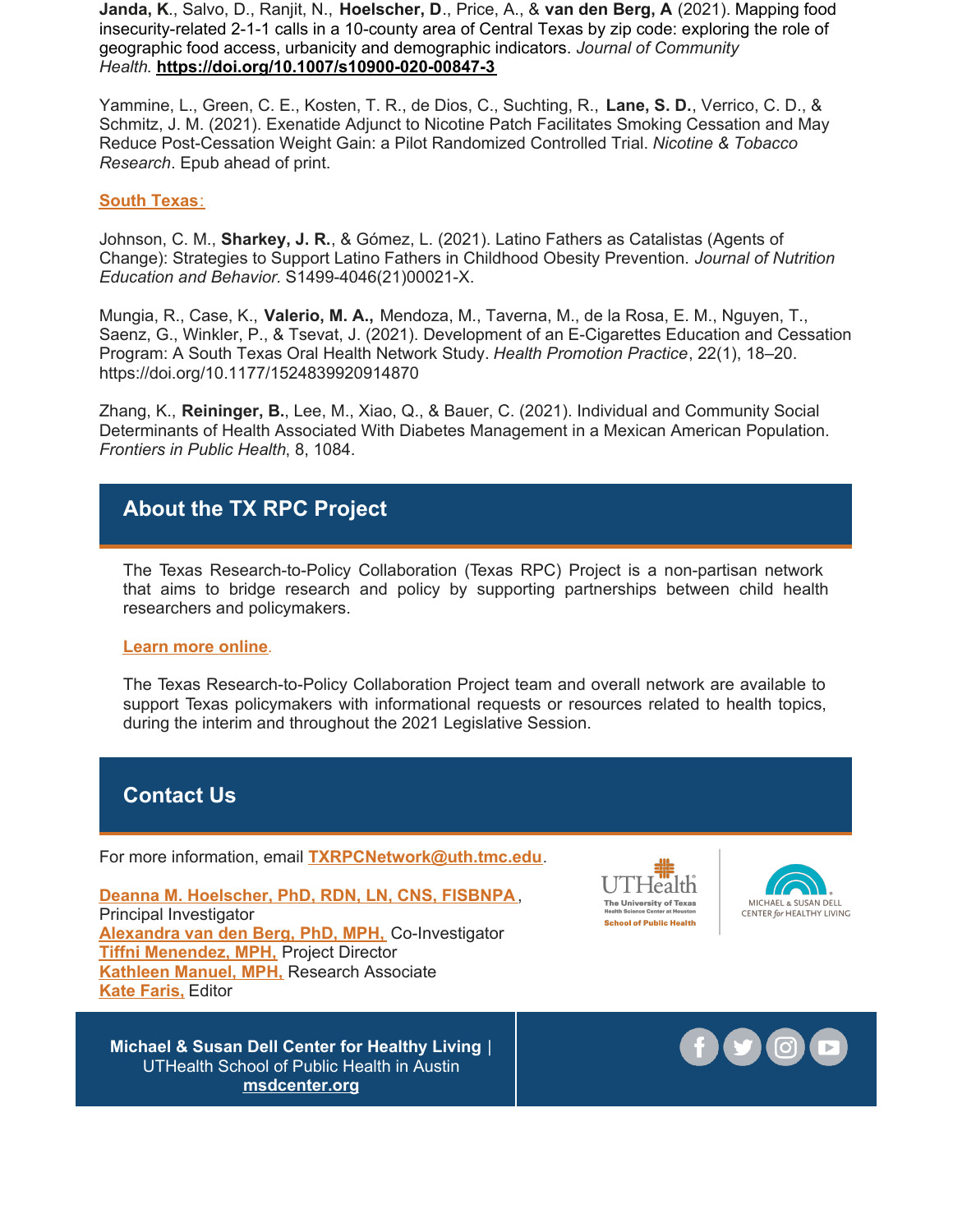**Janda, K**., Salvo, D., Ranjit, N., **Hoelscher, D**., Price, A., & **van den Berg, A** (2021). Mapping food insecurity-related 2-1-1 calls in a 10-county area of Central Texas by zip code: exploring the role of geographic food access, urbanicity and demographic indicators. *Journal of Community Health*. **https://doi.org/10.1007/s10900-020-00847-3**

Yammine, L., Green, C. E., Kosten, T. R., de Dios, C., Suchting, R., **Lane, S. D.**, Verrico, C. D., & Schmitz, J. M. (2021). Exenatide Adjunct to Nicotine Patch Facilitates Smoking Cessation and May Reduce Post-Cessation Weight Gain: a Pilot Randomized Controlled Trial. *Nicotine & Tobacco Research*. Epub ahead of print.

**South Texas**:

Johnson, C. M., **Sharkey, J. R.**, & Gómez, L. (2021). Latino Fathers as Catalistas (Agents of Change): Strategies to Support Latino Fathers in Childhood Obesity Prevention. *Journal of Nutrition Education and Behavior*. S1499-4046(21)00021-X.

Mungia, R., Case, K., **Valerio, M. A.,** Mendoza, M., Taverna, M., de la Rosa, E. M., Nguyen, T., Saenz, G., Winkler, P., & Tsevat, J. (2021). Development of an E-Cigarettes Education and Cessation Program: A South Texas Oral Health Network Study. *Health Promotion Practice*, 22(1), 18–20. https://doi.org/10.1177/1524839920914870

Zhang, K., **Reininger, B.**, Lee, M., Xiao, Q., & Bauer, C. (2021). Individual and Community Social Determinants of Health Associated With Diabetes Management in a Mexican American Population. *Frontiers in Public Health*, 8, 1084.

## About the TX RPC Project

The Texas Research-to-Policy Collaboration (Texas RPC) Project is a non-partisan network that aims to bridge research and policy by supporting partnerships between child health researchers and policymakers.

**Learn more online**.

The Texas Research-to-Policy Collaboration Project team and overall network are available to support Texas policymakers with informational requests or resources related to health topics, during the interim and throughout the 2021 Legislative Session.

## Contact Us

For more information, email **TXRPCNetwork@uth.tmc.edu**.

**Deanna M. Hoelscher, PhD, RDN, LN, CNS, FISBNPA**, Principal Investigator
**Alexandra van den Berg, PhD, MPH,** Co-Investigator
**Tiffni Menendez, MPH,** Project Director
**Kathleen Manuel, MPH,** Research Associate
**Kate Faris,** Editor

UTHealth
The University of Texas Health Science Center at Houston
School of Public Health

MICHAEL & SUSAN DELL CENTER *for* HEALTHY LIVING

**Michael & Susan Dell Center for Healthy Living** | UTHealth School of Public Health in Austin
**msdcenter.org**